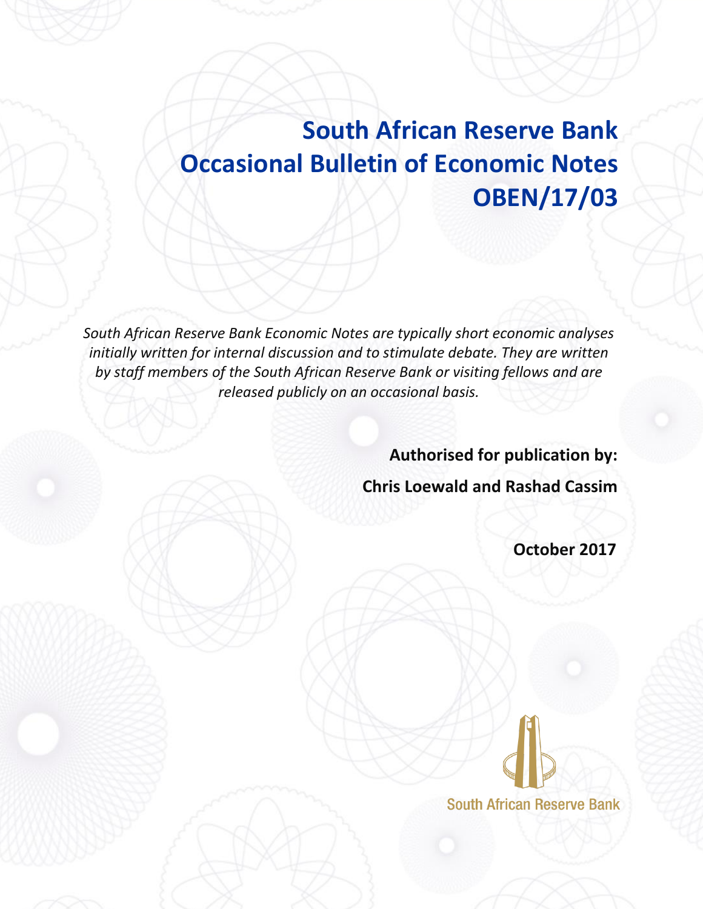# South African Reserve Bank
# Occasional Bulletin of Economic Notes
# OBEN/17/03

*South African Reserve Bank Economic Notes are typically short economic analyses initially written for internal discussion and to stimulate debate. They are written by staff members of the South African Reserve Bank or visiting fellows and are released publicly on an occasional basis.*

**Authorised for publication by:**

**Chris Loewald and Rashad Cassim**

**October 2017**

South African Reserve Bank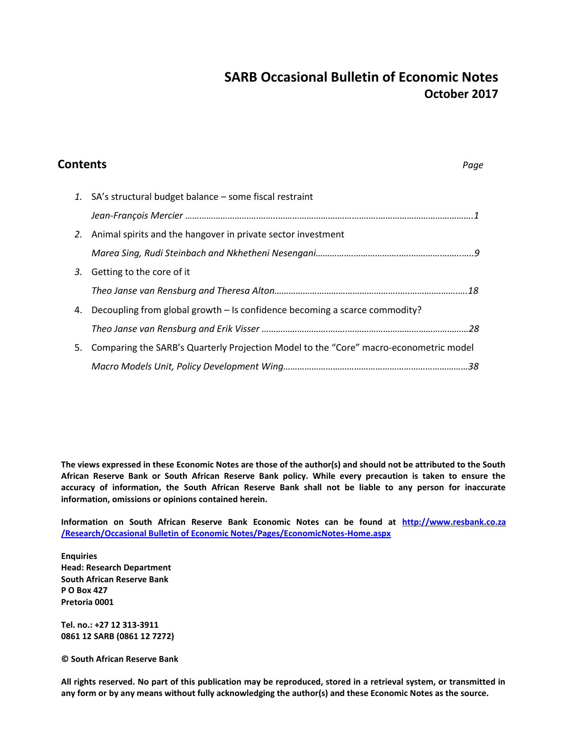# SARB Occasional Bulletin of Economic Notes
## October 2017

## Contents

*Page*

1. SA's structural budget balance – some fiscal restraint
   *Jean-François Mercier ……………………………………………………………………………………………………….1*
2. Animal spirits and the hangover in private sector investment
   *Marea Sing, Rudi Steinbach and Nkhetheni Nesengani…………………………………………………………..9*
3. Getting to the core of it
   *Theo Janse van Rensburg and Theresa Alton………………………………………………………………………18*
4. Decoupling from global growth – Is confidence becoming a scarce commodity?
   *Theo Janse van Rensburg and Erik Visser ……………………………………………………………………………28*
5. Comparing the SARB's Quarterly Projection Model to the "Core" macro-econometric model
   *Macro Models Unit, Policy Development Wing……………………………………………………………………38*

**The views expressed in these Economic Notes are those of the author(s) and should not be attributed to the South African Reserve Bank or South African Reserve Bank policy. While every precaution is taken to ensure the accuracy of information, the South African Reserve Bank shall not be liable to any person for inaccurate information, omissions or opinions contained herein.**

**Information on South African Reserve Bank Economic Notes can be found at http://www.resbank.co.za/Research/Occasional Bulletin of Economic Notes/Pages/EconomicNotes-Home.aspx**

**Enquiries**
**Head: Research Department**
**South African Reserve Bank**
**P O Box 427**
**Pretoria 0001**

**Tel. no.: +27 12 313-3911**
**0861 12 SARB (0861 12 7272)**

**© South African Reserve Bank**

**All rights reserved. No part of this publication may be reproduced, stored in a retrieval system, or transmitted in any form or by any means without fully acknowledging the author(s) and these Economic Notes as the source.**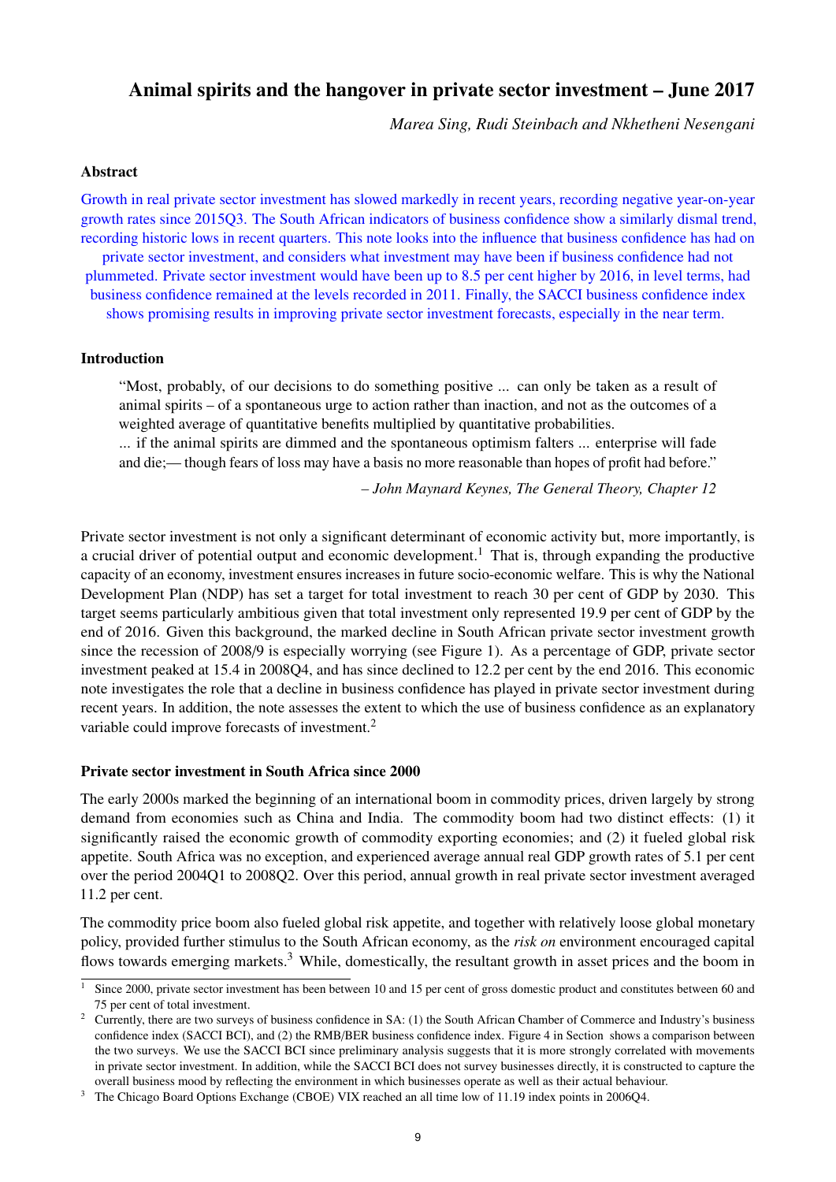## Animal spirits and the hangover in private sector investment – June 2017

*Marea Sing, Rudi Steinbach and Nkhetheni Nesengani*

### Abstract

Growth in real private sector investment has slowed markedly in recent years, recording negative year-on-year growth rates since 2015Q3. The South African indicators of business confidence show a similarly dismal trend, recording historic lows in recent quarters. This note looks into the influence that business confidence has had on private sector investment, and considers what investment may have been if business confidence had not plummeted. Private sector investment would have been up to 8.5 per cent higher by 2016, in level terms, had business confidence remained at the levels recorded in 2011. Finally, the SACCI business confidence index shows promising results in improving private sector investment forecasts, especially in the near term.

### Introduction

> "Most, probably, of our decisions to do something positive ... can only be taken as a result of animal spirits – of a spontaneous urge to action rather than inaction, and not as the outcomes of a weighted average of quantitative benefits multiplied by quantitative probabilities.
> ... if the animal spirits are dimmed and the spontaneous optimism falters ... enterprise will fade and die;— though fears of loss may have a basis no more reasonable than hopes of profit had before."
>
> *– John Maynard Keynes, The General Theory, Chapter 12*

Private sector investment is not only a significant determinant of economic activity but, more importantly, is a crucial driver of potential output and economic development.[1] That is, through expanding the productive capacity of an economy, investment ensures increases in future socio-economic welfare. This is why the National Development Plan (NDP) has set a target for total investment to reach 30 per cent of GDP by 2030. This target seems particularly ambitious given that total investment only represented 19.9 per cent of GDP by the end of 2016. Given this background, the marked decline in South African private sector investment growth since the recession of 2008/9 is especially worrying (see Figure 1). As a percentage of GDP, private sector investment peaked at 15.4 in 2008Q4, and has since declined to 12.2 per cent by the end 2016. This economic note investigates the role that a decline in business confidence has played in private sector investment during recent years. In addition, the note assesses the extent to which the use of business confidence as an explanatory variable could improve forecasts of investment.[2]

### Private sector investment in South Africa since 2000

The early 2000s marked the beginning of an international boom in commodity prices, driven largely by strong demand from economies such as China and India. The commodity boom had two distinct effects: (1) it significantly raised the economic growth of commodity exporting economies; and (2) it fueled global risk appetite. South Africa was no exception, and experienced average annual real GDP growth rates of 5.1 per cent over the period 2004Q1 to 2008Q2. Over this period, annual growth in real private sector investment averaged 11.2 per cent.

The commodity price boom also fueled global risk appetite, and together with relatively loose global monetary policy, provided further stimulus to the South African economy, as the *risk on* environment encouraged capital flows towards emerging markets.[3] While, domestically, the resultant growth in asset prices and the boom in

---

[1] Since 2000, private sector investment has been between 10 and 15 per cent of gross domestic product and constitutes between 60 and 75 per cent of total investment.

[2] Currently, there are two surveys of business confidence in SA: (1) the South African Chamber of Commerce and Industry's business confidence index (SACCI BCI), and (2) the RMB/BER business confidence index. Figure 4 in Section shows a comparison between the two surveys. We use the SACCI BCI since preliminary analysis suggests that it is more strongly correlated with movements in private sector investment. In addition, while the SACCI BCI does not survey businesses directly, it is constructed to capture the overall business mood by reflecting the environment in which businesses operate as well as their actual behaviour.

[3] The Chicago Board Options Exchange (CBOE) VIX reached an all time low of 11.19 index points in 2006Q4.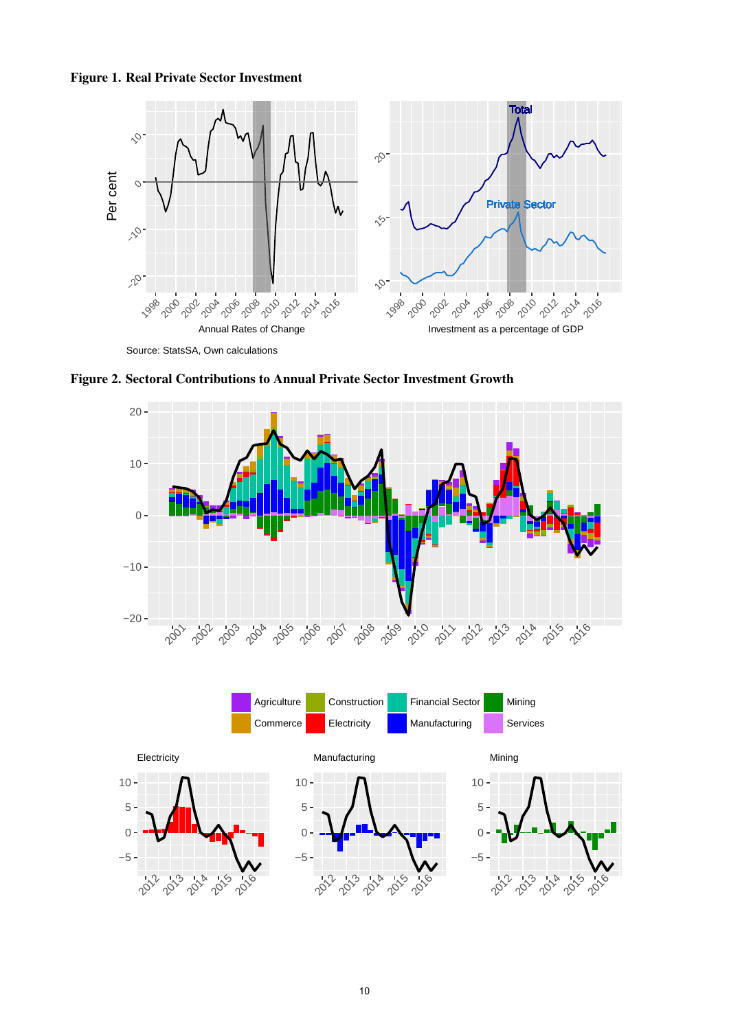**Figure 1. Real Private Sector Investment**

Source: StatsSA, Own calculations

**Figure 2. Sectoral Contributions to Annual Private Sector Investment Growth**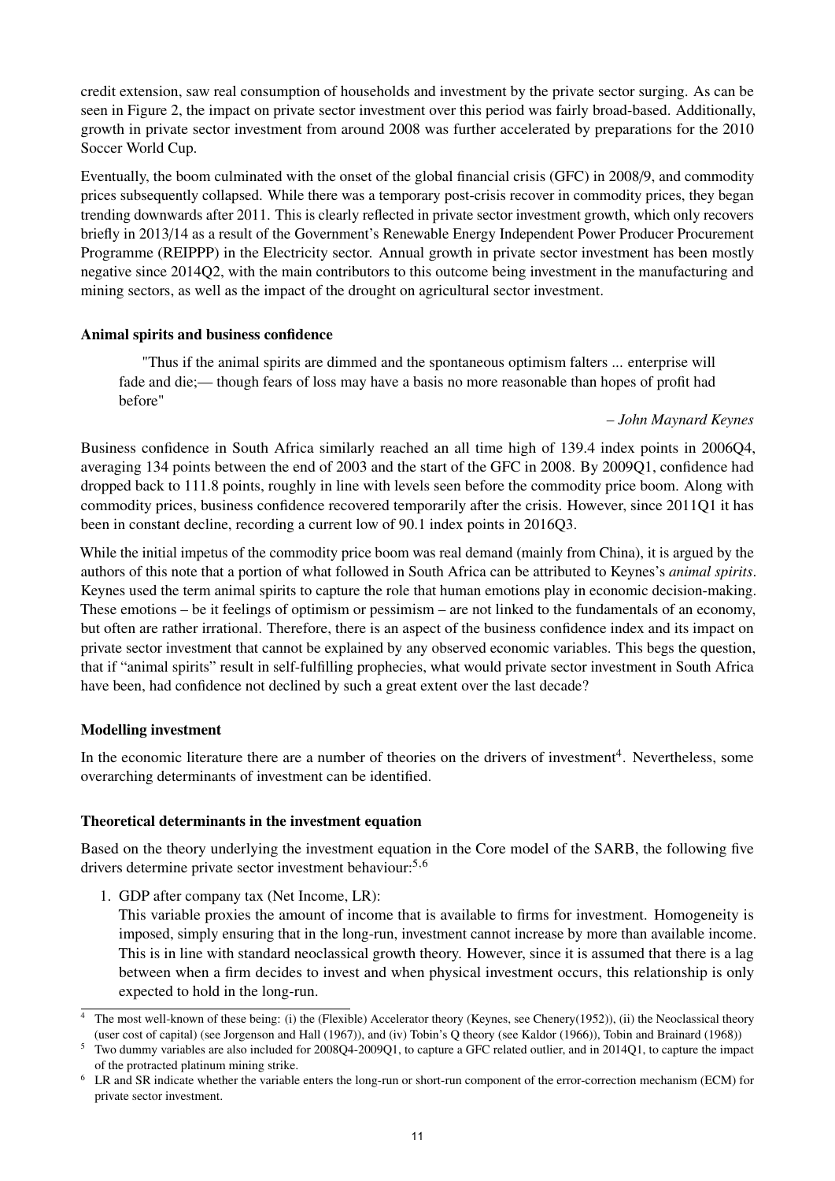credit extension, saw real consumption of households and investment by the private sector surging. As can be seen in Figure 2, the impact on private sector investment over this period was fairly broad-based. Additionally, growth in private sector investment from around 2008 was further accelerated by preparations for the 2010 Soccer World Cup.

Eventually, the boom culminated with the onset of the global financial crisis (GFC) in 2008/9, and commodity prices subsequently collapsed. While there was a temporary post-crisis recover in commodity prices, they began trending downwards after 2011. This is clearly reflected in private sector investment growth, which only recovers briefly in 2013/14 as a result of the Government's Renewable Energy Independent Power Producer Procurement Programme (REIPPP) in the Electricity sector. Annual growth in private sector investment has been mostly negative since 2014Q2, with the main contributors to this outcome being investment in the manufacturing and mining sectors, as well as the impact of the drought on agricultural sector investment.

**Animal spirits and business confidence**

> "Thus if the animal spirits are dimmed and the spontaneous optimism falters ... enterprise will fade and die;— though fears of loss may have a basis no more reasonable than hopes of profit had before"
>
> – *John Maynard Keynes*

Business confidence in South Africa similarly reached an all time high of 139.4 index points in 2006Q4, averaging 134 points between the end of 2003 and the start of the GFC in 2008. By 2009Q1, confidence had dropped back to 111.8 points, roughly in line with levels seen before the commodity price boom. Along with commodity prices, business confidence recovered temporarily after the crisis. However, since 2011Q1 it has been in constant decline, recording a current low of 90.1 index points in 2016Q3.

While the initial impetus of the commodity price boom was real demand (mainly from China), it is argued by the authors of this note that a portion of what followed in South Africa can be attributed to Keynes's *animal spirits*. Keynes used the term animal spirits to capture the role that human emotions play in economic decision-making. These emotions – be it feelings of optimism or pessimism – are not linked to the fundamentals of an economy, but often are rather irrational. Therefore, there is an aspect of the business confidence index and its impact on private sector investment that cannot be explained by any observed economic variables. This begs the question, that if "animal spirits" result in self-fulfilling prophecies, what would private sector investment in South Africa have been, had confidence not declined by such a great extent over the last decade?

**Modelling investment**

In the economic literature there are a number of theories on the drivers of investment[4]. Nevertheless, some overarching determinants of investment can be identified.

**Theoretical determinants in the investment equation**

Based on the theory underlying the investment equation in the Core model of the SARB, the following five drivers determine private sector investment behaviour:[5,6]

1. GDP after company tax (Net Income, LR):
   This variable proxies the amount of income that is available to firms for investment. Homogeneity is imposed, simply ensuring that in the long-run, investment cannot increase by more than available income. This is in line with standard neoclassical growth theory. However, since it is assumed that there is a lag between when a firm decides to invest and when physical investment occurs, this relationship is only expected to hold in the long-run.

[4] The most well-known of these being: (i) the (Flexible) Accelerator theory (Keynes, see Chenery(1952)), (ii) the Neoclassical theory (user cost of capital) (see Jorgenson and Hall (1967)), and (iv) Tobin's Q theory (see Kaldor (1966)), Tobin and Brainard (1968))

[5] Two dummy variables are also included for 2008Q4-2009Q1, to capture a GFC related outlier, and in 2014Q1, to capture the impact of the protracted platinum mining strike.

[6] LR and SR indicate whether the variable enters the long-run or short-run component of the error-correction mechanism (ECM) for private sector investment.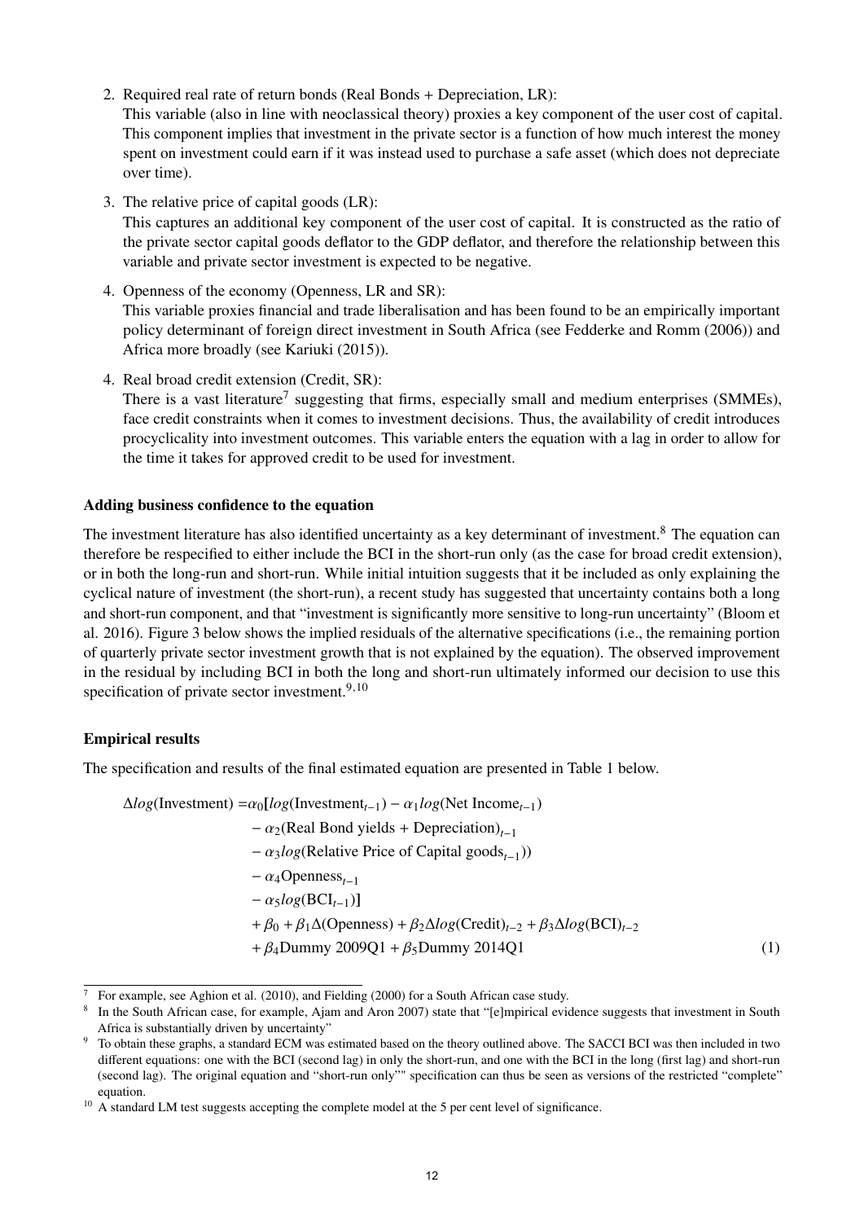2. Required real rate of return bonds (Real Bonds + Depreciation, LR):
   This variable (also in line with neoclassical theory) proxies a key component of the user cost of capital. This component implies that investment in the private sector is a function of how much interest the money spent on investment could earn if it was instead used to purchase a safe asset (which does not depreciate over time).

3. The relative price of capital goods (LR):
   This captures an additional key component of the user cost of capital. It is constructed as the ratio of the private sector capital goods deflator to the GDP deflator, and therefore the relationship between this variable and private sector investment is expected to be negative.

4. Openness of the economy (Openness, LR and SR):
   This variable proxies financial and trade liberalisation and has been found to be an empirically important policy determinant of foreign direct investment in South Africa (see Fedderke and Romm (2006)) and Africa more broadly (see Kariuki (2015)).

4. Real broad credit extension (Credit, SR):
   There is a vast literature[7] suggesting that firms, especially small and medium enterprises (SMMEs), face credit constraints when it comes to investment decisions. Thus, the availability of credit introduces procyclicality into investment outcomes. This variable enters the equation with a lag in order to allow for the time it takes for approved credit to be used for investment.

**Adding business confidence to the equation**

The investment literature has also identified uncertainty as a key determinant of investment.[8] The equation can therefore be respecified to either include the BCI in the short-run only (as the case for broad credit extension), or in both the long-run and short-run. While initial intuition suggests that it be included as only explaining the cyclical nature of investment (the short-run), a recent study has suggested that uncertainty contains both a long and short-run component, and that "investment is significantly more sensitive to long-run uncertainty" (Bloom et al. 2016). Figure 3 below shows the implied residuals of the alternative specifications (i.e., the remaining portion of quarterly private sector investment growth that is not explained by the equation). The observed improvement in the residual by including BCI in both the long and short-run ultimately informed our decision to use this specification of private sector investment.[9,10]

**Empirical results**

The specification and results of the final estimated equation are presented in Table 1 below.

$$
\begin{aligned}
\Delta log(\text{Investment}) = &\alpha_0 \mathbf{[} log(\text{Investment}_{t-1}) - \alpha_1 log(\text{Net Income}_{t-1}) \\
&- \alpha_2(\text{Real Bond yields + Depreciation})_{t-1} \\
&- \alpha_3 log(\text{Relative Price of Capital goods}_{t-1})) \\
&- \alpha_4 \text{Openness}_{t-1} \\
&- \alpha_5 log(\text{BCI}_{t-1})\mathbf{]} \\
&+ \beta_0 + \beta_1 \Delta(\text{Openness}) + \beta_2 \Delta log(\text{Credit})_{t-2} + \beta_3 \Delta log(\text{BCI})_{t-2} \\
&+ \beta_4 \text{Dummy 2009Q1} + \beta_5 \text{Dummy 2014Q1}
\end{aligned} \tag{1}
$$

---

[7] For example, see Aghion et al. (2010), and Fielding (2000) for a South African case study.

[8] In the South African case, for example, Ajam and Aron 2007) state that "[e]mpirical evidence suggests that investment in South Africa is substantially driven by uncertainty"

[9] To obtain these graphs, a standard ECM was estimated based on the theory outlined above. The SACCI BCI was then included in two different equations: one with the BCI (second lag) in only the short-run, and one with the BCI in the long (first lag) and short-run (second lag). The original equation and "short-run only"" specification can thus be seen as versions of the restricted "complete" equation.

[10] A standard LM test suggests accepting the complete model at the 5 per cent level of significance.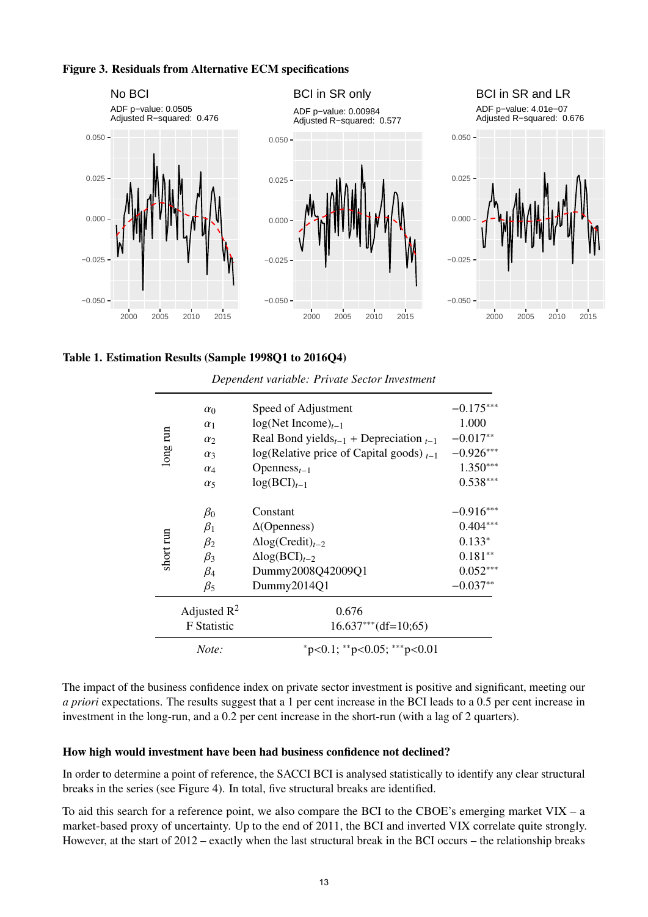**Figure 3. Residuals from Alternative ECM specifications**

No BCI
ADF p−value: 0.0505
Adjusted R−squared: 0.476

BCI in SR only
ADF p−value: 0.00984
Adjusted R−squared: 0.577

BCI in SR and LR
ADF p−value: 4.01e−07
Adjusted R−squared: 0.676

**Table 1. Estimation Results (Sample 1998Q1 to 2016Q4)**

*Dependent variable: Private Sector Investment*

| | | | |
|---|---|---|---|
| long run | $\alpha_0$ | Speed of Adjustment | $-0.175^{***}$ |
| | $\alpha_1$ | log(Net Income)$_{t-1}$ | 1.000 |
| | $\alpha_2$ | Real Bond yields$_{t-1}$ + Depreciation $_{t-1}$ | $-0.017^{**}$ |
| | $\alpha_3$ | log(Relative price of Capital goods) $_{t-1}$ | $-0.926^{***}$ |
| | $\alpha_4$ | Openness$_{t-1}$ | $1.350^{***}$ |
| | $\alpha_5$ | log(BCI)$_{t-1}$ | $0.538^{***}$ |
| short run | $\beta_0$ | Constant | $-0.916^{***}$ |
| | $\beta_1$ | $\Delta$(Openness) | $0.404^{***}$ |
| | $\beta_2$ | $\Delta$log(Credit)$_{t-2}$ | $0.133^{*}$ |
| | $\beta_3$ | $\Delta$log(BCI)$_{t-2}$ | $0.181^{**}$ |
| | $\beta_4$ | Dummy2008Q42009Q1 | $0.052^{***}$ |
| | $\beta_5$ | Dummy2014Q1 | $-0.037^{**}$ |
| Adjusted $R^2$ | | 0.676 | |
| F Statistic | | $16.637^{***}$(df=10;65) | |
| *Note:* | | $^{*}$p<0.1; $^{**}$p<0.05; $^{***}$p<0.01 | |

The impact of the business confidence index on private sector investment is positive and significant, meeting our *a priori* expectations. The results suggest that a 1 per cent increase in the BCI leads to a 0.5 per cent increase in investment in the long-run, and a 0.2 per cent increase in the short-run (with a lag of 2 quarters).

### How high would investment have been had business confidence not declined?

In order to determine a point of reference, the SACCI BCI is analysed statistically to identify any clear structural breaks in the series (see Figure 4). In total, five structural breaks are identified.

To aid this search for a reference point, we also compare the BCI to the CBOE's emerging market VIX – a market-based proxy of uncertainty. Up to the end of 2011, the BCI and inverted VIX correlate quite strongly. However, at the start of 2012 – exactly when the last structural break in the BCI occurs – the relationship breaks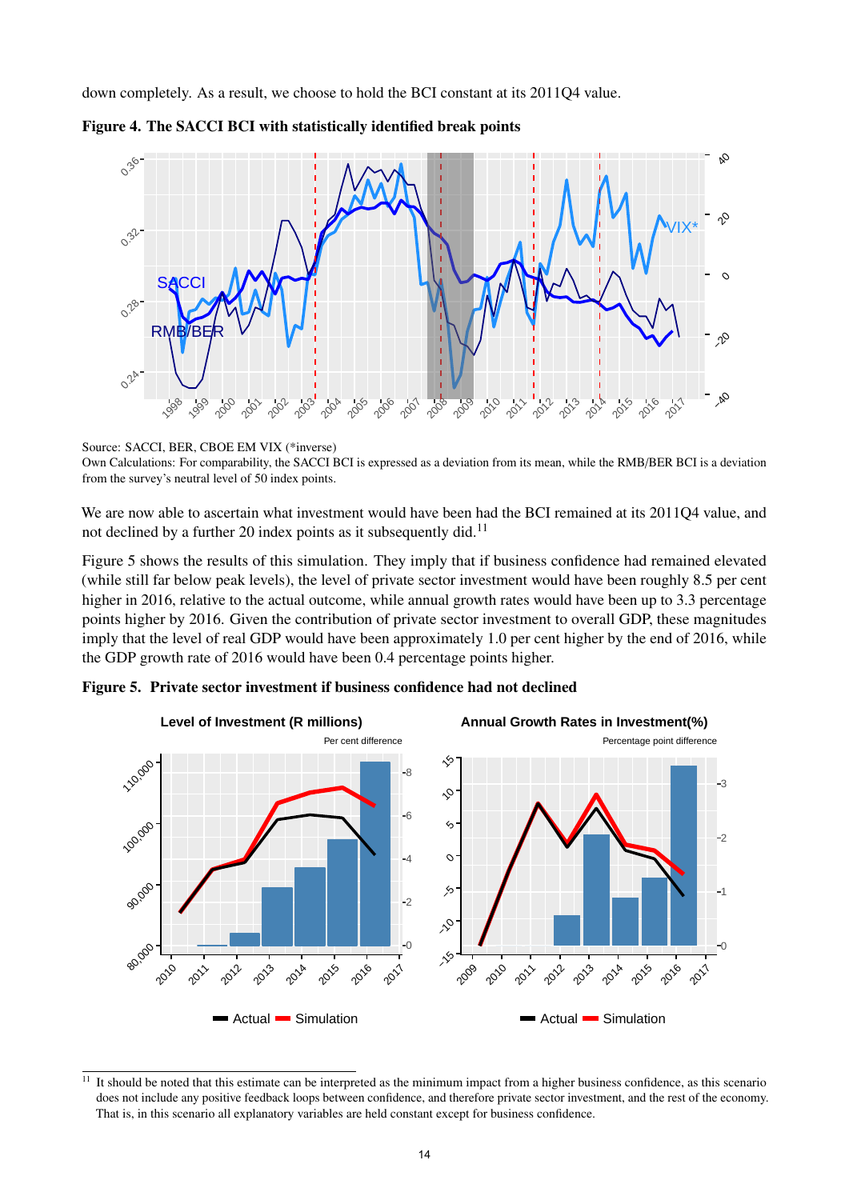down completely. As a result, we choose to hold the BCI constant at its 2011Q4 value.

**Figure 4. The SACCI BCI with statistically identified break points**

Source: SACCI, BER, CBOE EM VIX (*inverse)
Own Calculations: For comparability, the SACCI BCI is expressed as a deviation from its mean, while the RMB/BER BCI is a deviation from the survey's neutral level of 50 index points.

We are now able to ascertain what investment would have been had the BCI remained at its 2011Q4 value, and not declined by a further 20 index points as it subsequently did.[11]

Figure 5 shows the results of this simulation. They imply that if business confidence had remained elevated (while still far below peak levels), the level of private sector investment would have been roughly 8.5 per cent higher in 2016, relative to the actual outcome, while annual growth rates would have been up to 3.3 percentage points higher by 2016. Given the contribution of private sector investment to overall GDP, these magnitudes imply that the level of real GDP would have been approximately 1.0 per cent higher by the end of 2016, while the GDP growth rate of 2016 would have been 0.4 percentage points higher.

**Figure 5. Private sector investment if business confidence had not declined**

[11] It should be noted that this estimate can be interpreted as the minimum impact from a higher business confidence, as this scenario does not include any positive feedback loops between confidence, and therefore private sector investment, and the rest of the economy. That is, in this scenario all explanatory variables are held constant except for business confidence.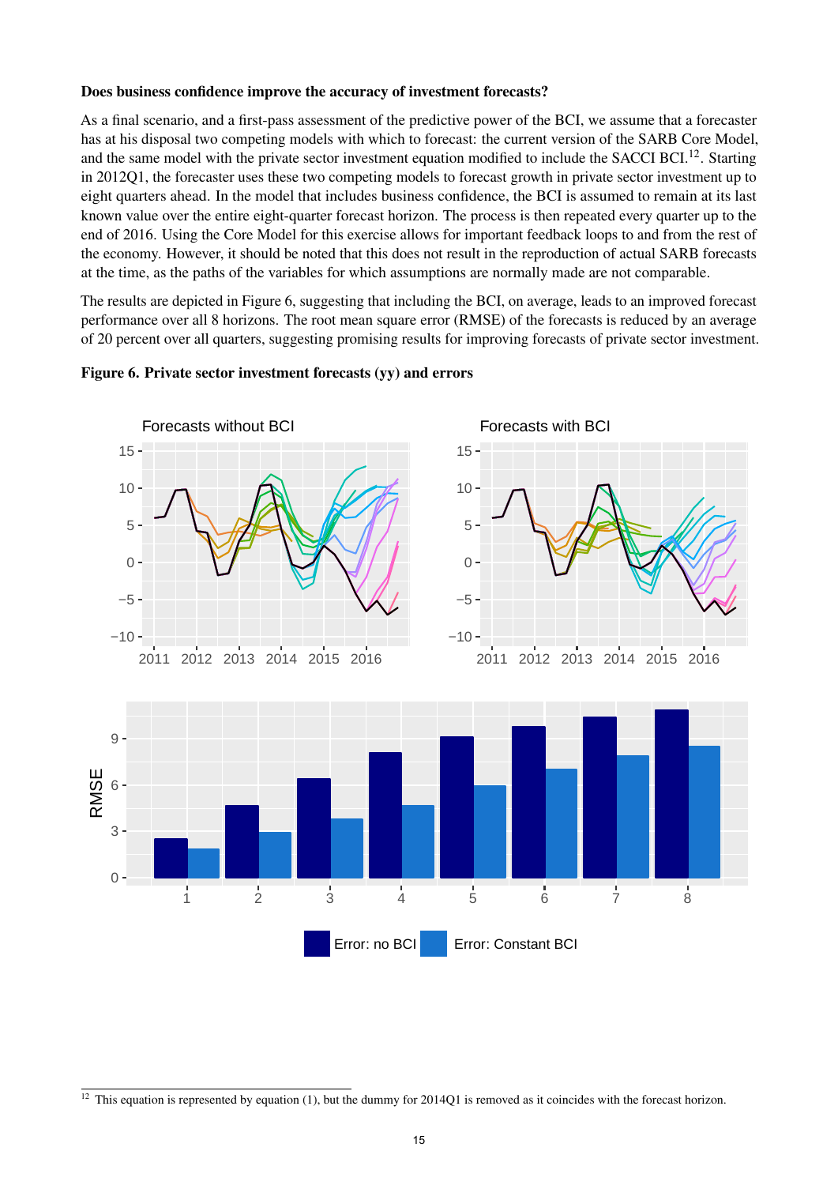**Does business confidence improve the accuracy of investment forecasts?**

As a final scenario, and a first-pass assessment of the predictive power of the BCI, we assume that a forecaster has at his disposal two competing models with which to forecast: the current version of the SARB Core Model, and the same model with the private sector investment equation modified to include the SACCI BCI.[12]. Starting in 2012Q1, the forecaster uses these two competing models to forecast growth in private sector investment up to eight quarters ahead. In the model that includes business confidence, the BCI is assumed to remain at its last known value over the entire eight-quarter forecast horizon. The process is then repeated every quarter up to the end of 2016. Using the Core Model for this exercise allows for important feedback loops to and from the rest of the economy. However, it should be noted that this does not result in the reproduction of actual SARB forecasts at the time, as the paths of the variables for which assumptions are normally made are not comparable.

The results are depicted in Figure 6, suggesting that including the BCI, on average, leads to an improved forecast performance over all 8 horizons. The root mean square error (RMSE) of the forecasts is reduced by an average of 20 percent over all quarters, suggesting promising results for improving forecasts of private sector investment.

**Figure 6. Private sector investment forecasts (yy) and errors**

[12] This equation is represented by equation (1), but the dummy for 2014Q1 is removed as it coincides with the forecast horizon.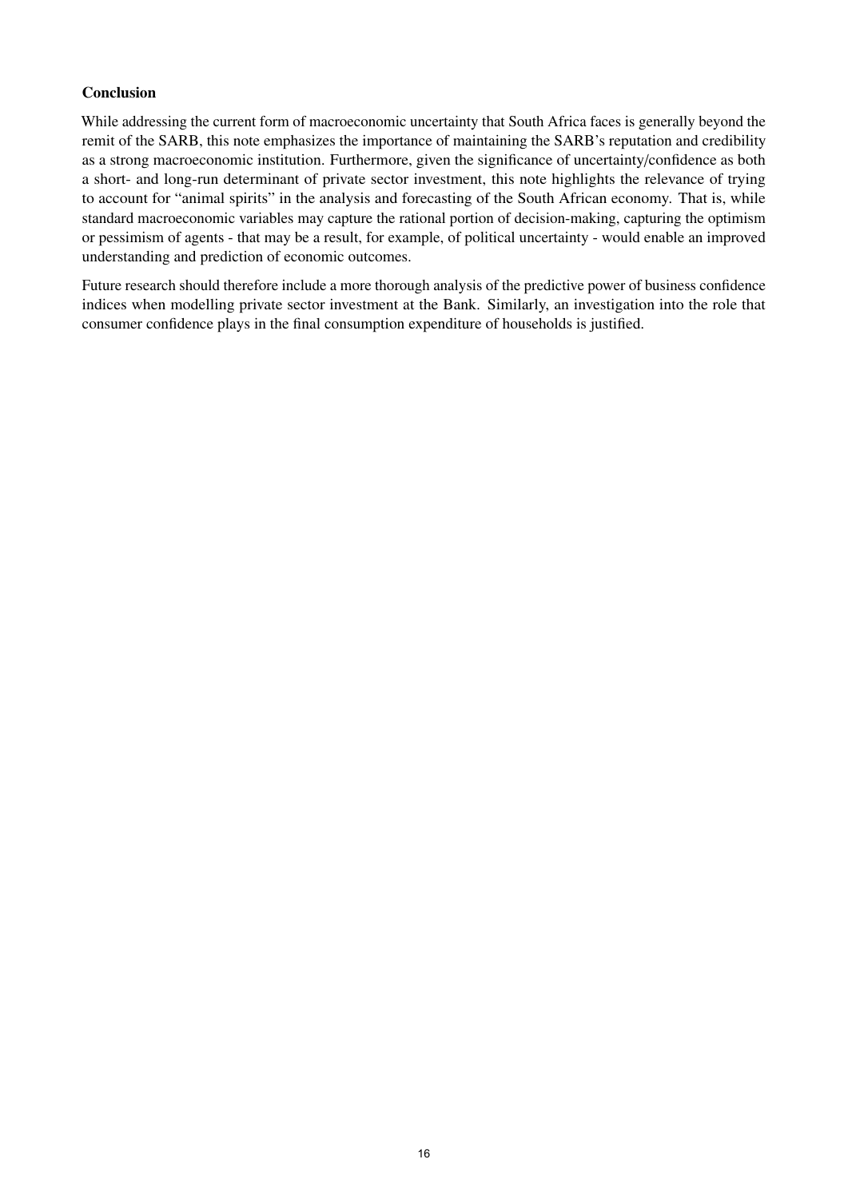**Conclusion**

While addressing the current form of macroeconomic uncertainty that South Africa faces is generally beyond the remit of the SARB, this note emphasizes the importance of maintaining the SARB's reputation and credibility as a strong macroeconomic institution. Furthermore, given the significance of uncertainty/confidence as both a short- and long-run determinant of private sector investment, this note highlights the relevance of trying to account for "animal spirits" in the analysis and forecasting of the South African economy. That is, while standard macroeconomic variables may capture the rational portion of decision-making, capturing the optimism or pessimism of agents - that may be a result, for example, of political uncertainty - would enable an improved understanding and prediction of economic outcomes.

Future research should therefore include a more thorough analysis of the predictive power of business confidence indices when modelling private sector investment at the Bank. Similarly, an investigation into the role that consumer confidence plays in the final consumption expenditure of households is justified.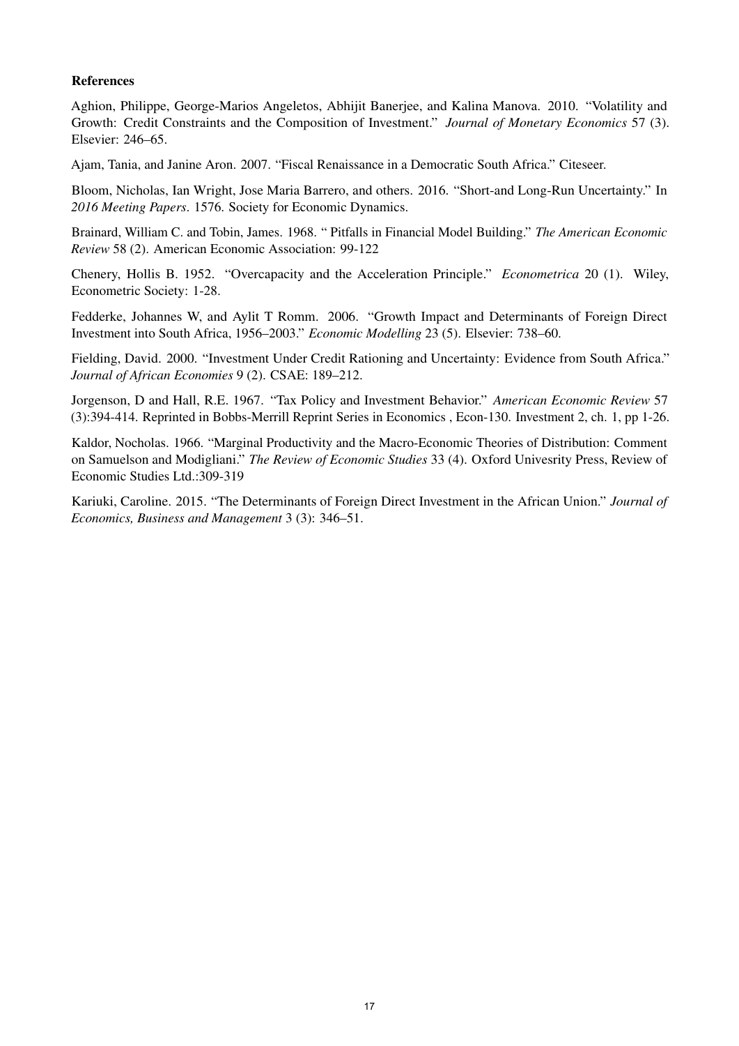**References**

Aghion, Philippe, George-Marios Angeletos, Abhijit Banerjee, and Kalina Manova. 2010. "Volatility and Growth: Credit Constraints and the Composition of Investment." *Journal of Monetary Economics* 57 (3). Elsevier: 246–65.

Ajam, Tania, and Janine Aron. 2007. "Fiscal Renaissance in a Democratic South Africa." Citeseer.

Bloom, Nicholas, Ian Wright, Jose Maria Barrero, and others. 2016. "Short-and Long-Run Uncertainty." In *2016 Meeting Papers*. 1576. Society for Economic Dynamics.

Brainard, William C. and Tobin, James. 1968. " Pitfalls in Financial Model Building." *The American Economic Review* 58 (2). American Economic Association: 99-122

Chenery, Hollis B. 1952. "Overcapacity and the Acceleration Principle." *Econometrica* 20 (1). Wiley, Econometric Society: 1-28.

Fedderke, Johannes W, and Aylit T Romm. 2006. "Growth Impact and Determinants of Foreign Direct Investment into South Africa, 1956–2003." *Economic Modelling* 23 (5). Elsevier: 738–60.

Fielding, David. 2000. "Investment Under Credit Rationing and Uncertainty: Evidence from South Africa." *Journal of African Economies* 9 (2). CSAE: 189–212.

Jorgenson, D and Hall, R.E. 1967. "Tax Policy and Investment Behavior." *American Economic Review* 57 (3):394-414. Reprinted in Bobbs-Merrill Reprint Series in Economics , Econ-130. Investment 2, ch. 1, pp 1-26.

Kaldor, Nocholas. 1966. "Marginal Productivity and the Macro-Economic Theories of Distribution: Comment on Samuelson and Modigliani." *The Review of Economic Studies* 33 (4). Oxford Univesrity Press, Review of Economic Studies Ltd.:309-319

Kariuki, Caroline. 2015. "The Determinants of Foreign Direct Investment in the African Union." *Journal of Economics, Business and Management* 3 (3): 346–51.